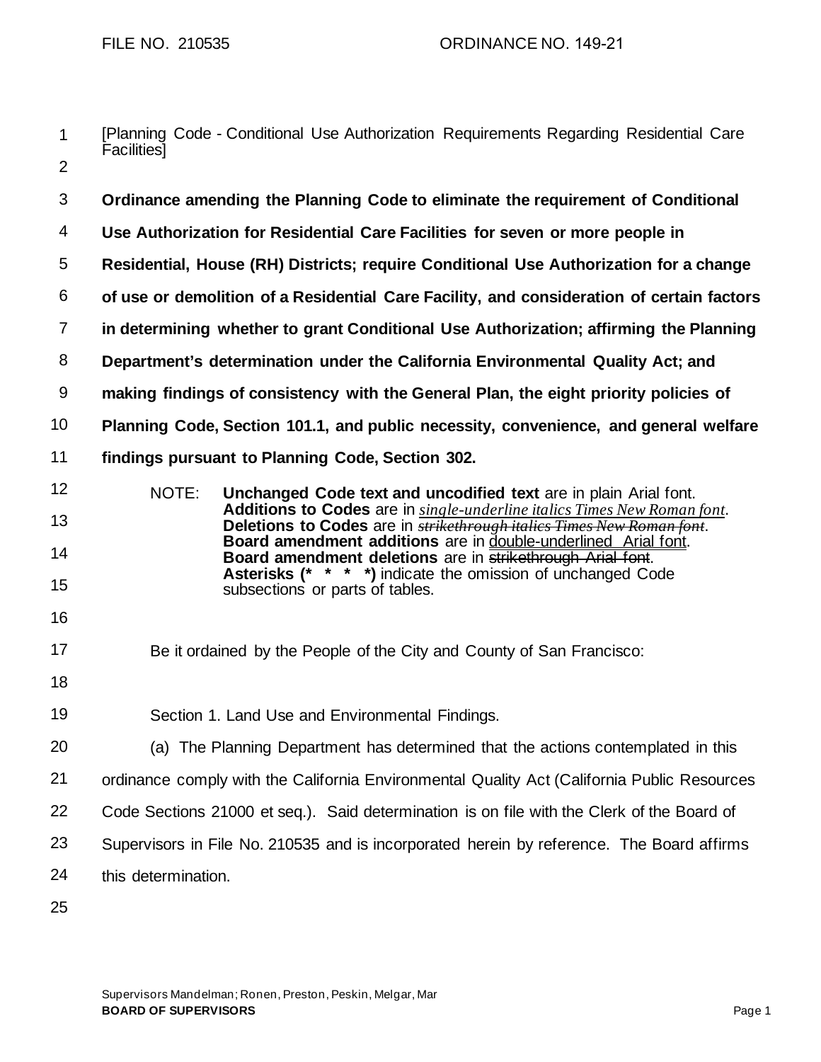FILE NO. 210535 ORDINANCE NO. 149-21

[Planning Code - Conditional Use Authorization Requirements Regarding Residential Care Facilities]

**Ordinance amending the Planning Code to eliminate the requirement of Conditional Use Authorization for Residential Care Facilities for seven or more people in Residential, House (RH) Districts; require Conditional Use Authorization for a change of use or demolition of a Residential Care Facility, and consideration of certain factors in determining whether to grant Conditional Use Authorization; affirming the Planning Department's determination under the California Environmental Quality Act; and making findings of consistency with the General Plan, the eight priority policies of Planning Code, Section 101.1, and public necessity, convenience, and general welfare findings pursuant to Planning Code, Section 302.**

NOTE: **Unchanged Code text and uncodified text** are in plain Arial font.
**Additions to Codes** are in *single-underline italics Times New Roman font*.
**Deletions to Codes** are in ~~*strikethrough italics Times New Roman font*~~.
**Board amendment additions** are in double-underlined Arial font.
**Board amendment deletions** are in ~~strikethrough Arial font~~.
**Asterisks (* * * *)** indicate the omission of unchanged Code subsections or parts of tables.

Be it ordained by the People of the City and County of San Francisco:

Section 1. Land Use and Environmental Findings.

(a) The Planning Department has determined that the actions contemplated in this ordinance comply with the California Environmental Quality Act (California Public Resources Code Sections 21000 et seq.). Said determination is on file with the Clerk of the Board of Supervisors in File No. 210535 and is incorporated herein by reference. The Board affirms this determination.

Supervisors Mandelman; Ronen, Preston, Peskin, Melgar, Mar
**BOARD OF SUPERVISORS**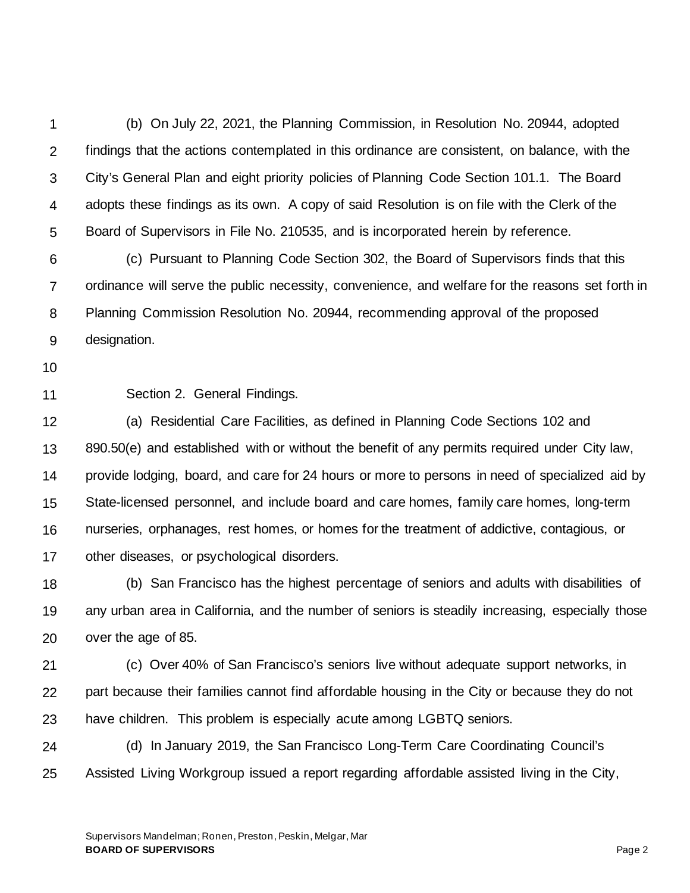(b) On July 22, 2021, the Planning Commission, in Resolution No. 20944, adopted findings that the actions contemplated in this ordinance are consistent, on balance, with the City's General Plan and eight priority policies of Planning Code Section 101.1. The Board adopts these findings as its own. A copy of said Resolution is on file with the Clerk of the Board of Supervisors in File No. 210535, and is incorporated herein by reference.

(c) Pursuant to Planning Code Section 302, the Board of Supervisors finds that this ordinance will serve the public necessity, convenience, and welfare for the reasons set forth in Planning Commission Resolution No. 20944, recommending approval of the proposed designation.

Section 2. General Findings.

(a) Residential Care Facilities, as defined in Planning Code Sections 102 and 890.50(e) and established with or without the benefit of any permits required under City law, provide lodging, board, and care for 24 hours or more to persons in need of specialized aid by State-licensed personnel, and include board and care homes, family care homes, long-term nurseries, orphanages, rest homes, or homes for the treatment of addictive, contagious, or other diseases, or psychological disorders.

(b) San Francisco has the highest percentage of seniors and adults with disabilities of any urban area in California, and the number of seniors is steadily increasing, especially those over the age of 85.

(c) Over 40% of San Francisco's seniors live without adequate support networks, in part because their families cannot find affordable housing in the City or because they do not have children. This problem is especially acute among LGBTQ seniors.

(d) In January 2019, the San Francisco Long-Term Care Coordinating Council's Assisted Living Workgroup issued a report regarding affordable assisted living in the City,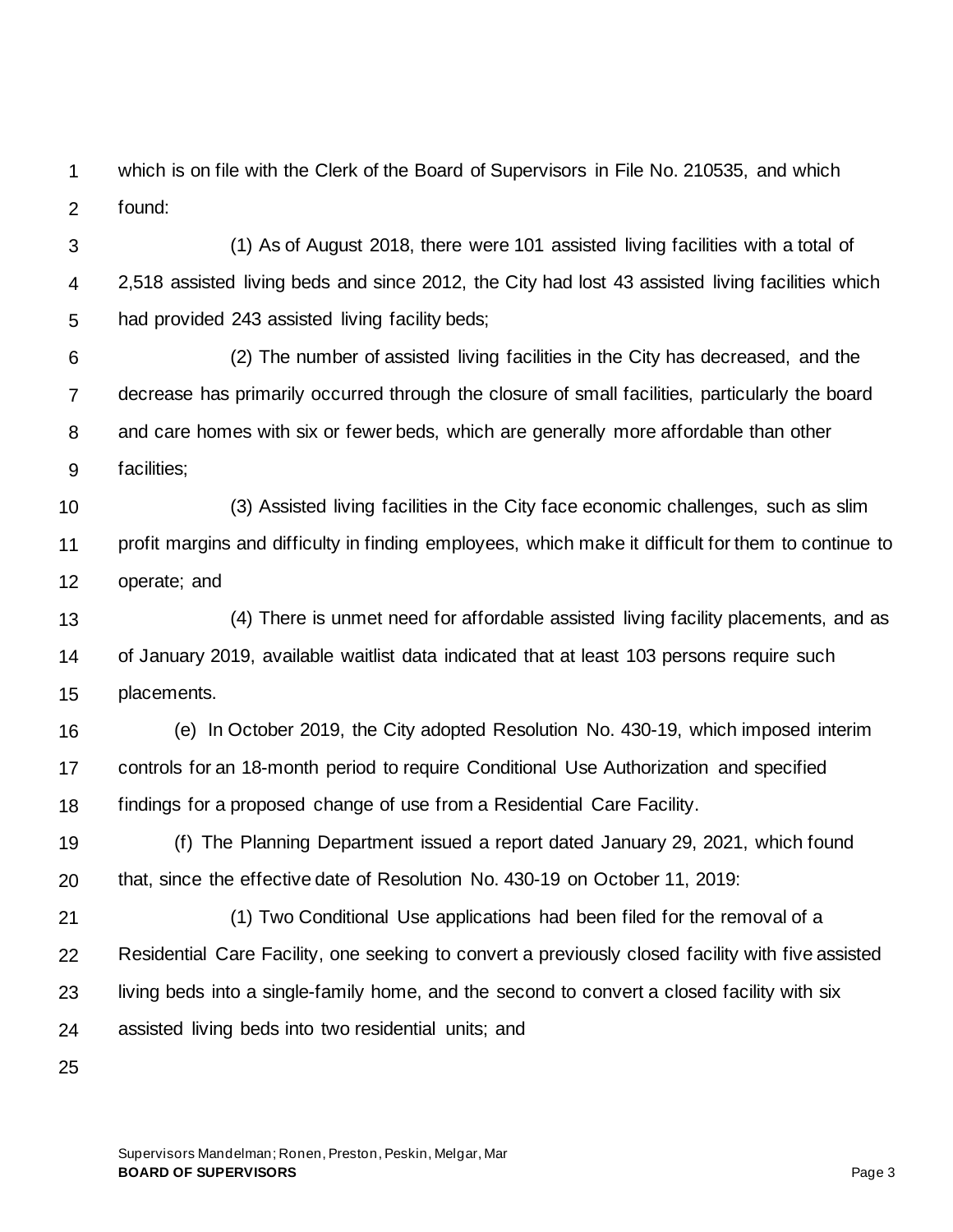which is on file with the Clerk of the Board of Supervisors in File No. 210535, and which found:

(1) As of August 2018, there were 101 assisted living facilities with a total of 2,518 assisted living beds and since 2012, the City had lost 43 assisted living facilities which had provided 243 assisted living facility beds;

(2) The number of assisted living facilities in the City has decreased, and the decrease has primarily occurred through the closure of small facilities, particularly the board and care homes with six or fewer beds, which are generally more affordable than other facilities;

(3) Assisted living facilities in the City face economic challenges, such as slim profit margins and difficulty in finding employees, which make it difficult for them to continue to operate; and

(4) There is unmet need for affordable assisted living facility placements, and as of January 2019, available waitlist data indicated that at least 103 persons require such placements.

(e) In October 2019, the City adopted Resolution No. 430-19, which imposed interim controls for an 18-month period to require Conditional Use Authorization and specified findings for a proposed change of use from a Residential Care Facility.

(f) The Planning Department issued a report dated January 29, 2021, which found that, since the effective date of Resolution No. 430-19 on October 11, 2019:

(1) Two Conditional Use applications had been filed for the removal of a Residential Care Facility, one seeking to convert a previously closed facility with five assisted living beds into a single-family home, and the second to convert a closed facility with six assisted living beds into two residential units; and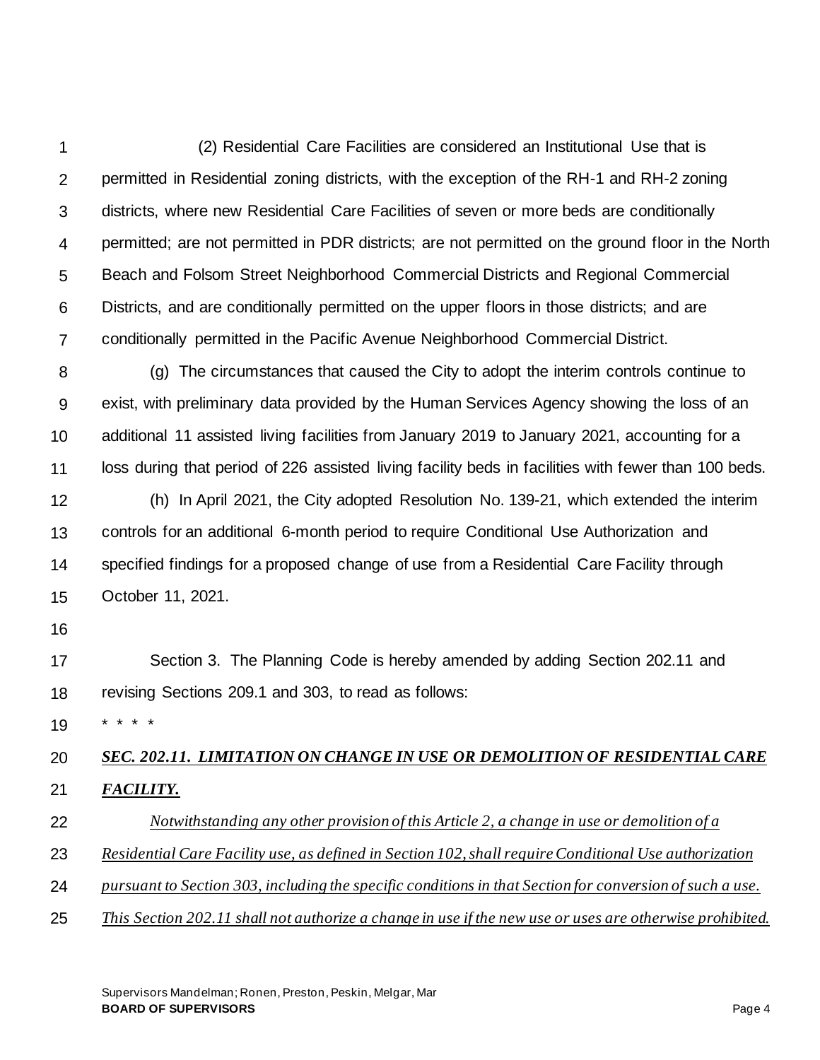(2) Residential Care Facilities are considered an Institutional Use that is permitted in Residential zoning districts, with the exception of the RH-1 and RH-2 zoning districts, where new Residential Care Facilities of seven or more beds are conditionally permitted; are not permitted in PDR districts; are not permitted on the ground floor in the North Beach and Folsom Street Neighborhood Commercial Districts and Regional Commercial Districts, and are conditionally permitted on the upper floors in those districts; and are conditionally permitted in the Pacific Avenue Neighborhood Commercial District.

(g) The circumstances that caused the City to adopt the interim controls continue to exist, with preliminary data provided by the Human Services Agency showing the loss of an additional 11 assisted living facilities from January 2019 to January 2021, accounting for a loss during that period of 226 assisted living facility beds in facilities with fewer than 100 beds.

(h) In April 2021, the City adopted Resolution No. 139-21, which extended the interim controls for an additional 6-month period to require Conditional Use Authorization and specified findings for a proposed change of use from a Residential Care Facility through October 11, 2021.

Section 3. The Planning Code is hereby amended by adding Section 202.11 and revising Sections 209.1 and 303, to read as follows:

\* \* \* \*

***SEC. 202.11. LIMITATION ON CHANGE IN USE OR DEMOLITION OF RESIDENTIAL CARE FACILITY.***

*Notwithstanding any other provision of this Article 2, a change in use or demolition of a Residential Care Facility use, as defined in Section 102, shall require Conditional Use authorization pursuant to Section 303, including the specific conditions in that Section for conversion of such a use. This Section 202.11 shall not authorize a change in use if the new use or uses are otherwise prohibited.*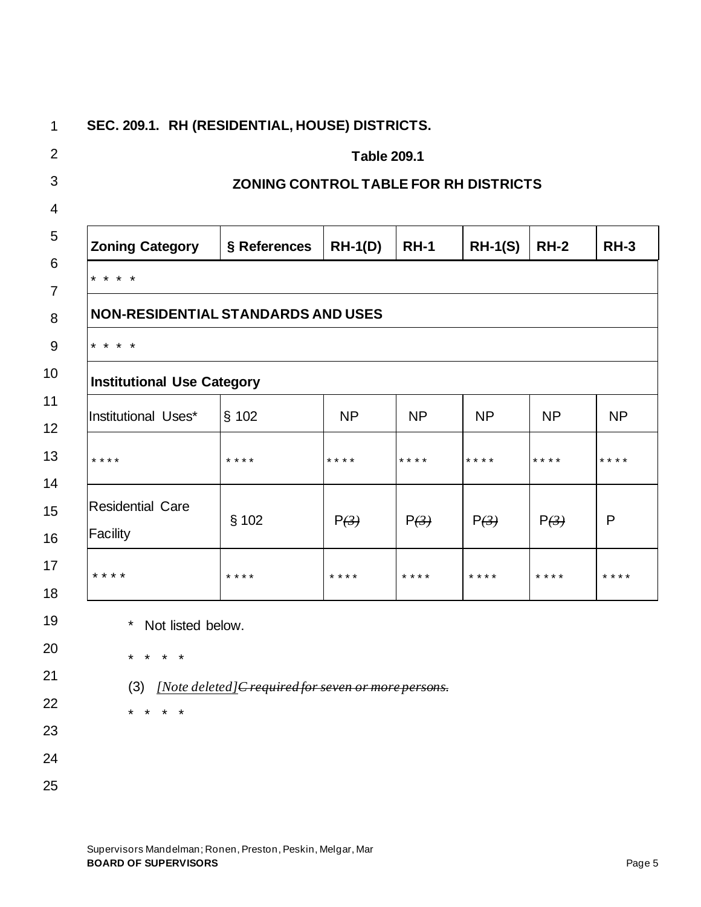**SEC. 209.1. RH (RESIDENTIAL, HOUSE) DISTRICTS.**

**Table 209.1**

**ZONING CONTROL TABLE FOR RH DISTRICTS**

| Zoning Category | § References | RH-1(D) | RH-1 | RH-1(S) | RH-2 | RH-3 |
|---|---|---|---|---|---|---|
| * * * * | | | | | | |
| **NON-RESIDENTIAL STANDARDS AND USES** | | | | | | |
| * * * * | | | | | | |
| **Institutional Use Category** | | | | | | |
| Institutional Uses* | § 102 | NP | NP | NP | NP | NP |
| * * * * | * * * * | * * * * | * * * * | * * * * | * * * * | * * * * |
| Residential Care Facility | § 102 | P~~(3)~~ | P~~(3)~~ | P~~(3)~~ | P~~(3)~~ | P |
| * * * * | * * * * | * * * * | * * * * | * * * * | * * * * | * * * * |

\* Not listed below.

\* \* \* \*

(3) *[Note deleted]*~~*C required for seven or more persons.*~~

\* \* \* \*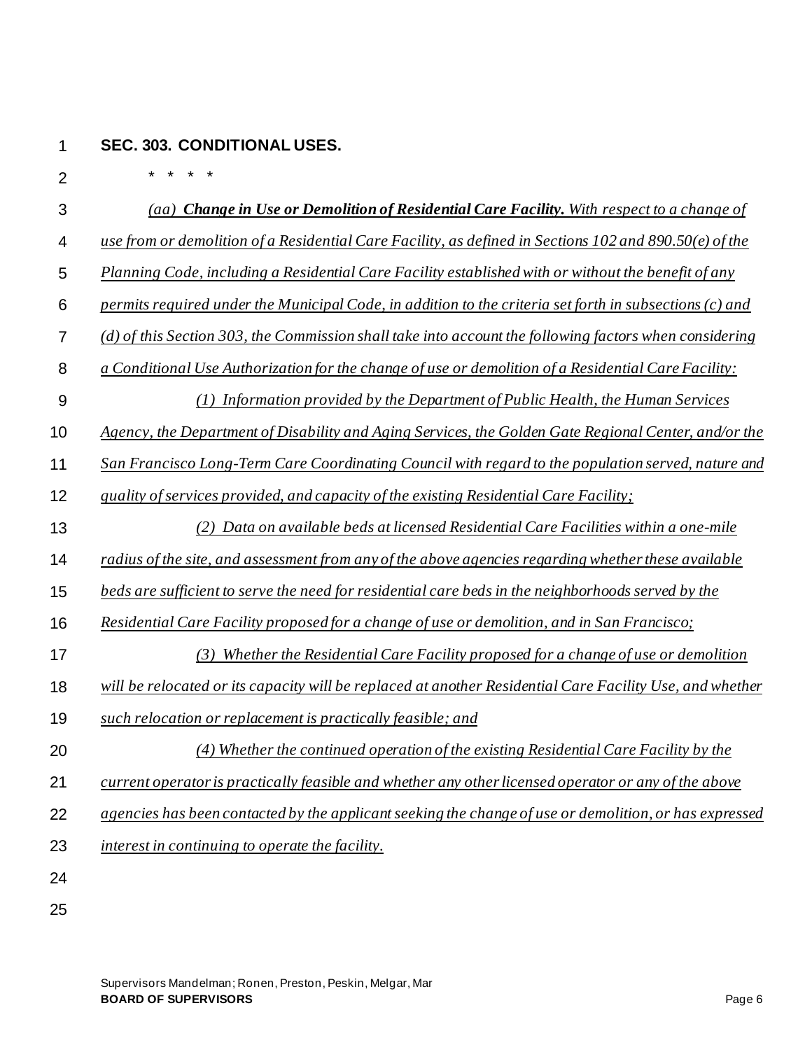**SEC. 303. CONDITIONAL USES.**

\* \* \* \*

*(aa) **Change in Use or Demolition of Residential Care Facility.** With respect to a change of use from or demolition of a Residential Care Facility, as defined in Sections 102 and 890.50(e) of the Planning Code, including a Residential Care Facility established with or without the benefit of any permits required under the Municipal Code, in addition to the criteria set forth in subsections (c) and (d) of this Section 303, the Commission shall take into account the following factors when considering a Conditional Use Authorization for the change of use or demolition of a Residential Care Facility:*

*(1) Information provided by the Department of Public Health, the Human Services Agency, the Department of Disability and Aging Services, the Golden Gate Regional Center, and/or the San Francisco Long-Term Care Coordinating Council with regard to the population served, nature and quality of services provided, and capacity of the existing Residential Care Facility;*

*(2) Data on available beds at licensed Residential Care Facilities within a one-mile radius of the site, and assessment from any of the above agencies regarding whether these available beds are sufficient to serve the need for residential care beds in the neighborhoods served by the Residential Care Facility proposed for a change of use or demolition, and in San Francisco;*

*(3) Whether the Residential Care Facility proposed for a change of use or demolition will be relocated or its capacity will be replaced at another Residential Care Facility Use, and whether such relocation or replacement is practically feasible; and*

*(4) Whether the continued operation of the existing Residential Care Facility by the current operator is practically feasible and whether any other licensed operator or any of the above agencies has been contacted by the applicant seeking the change of use or demolition, or has expressed interest in continuing to operate the facility.*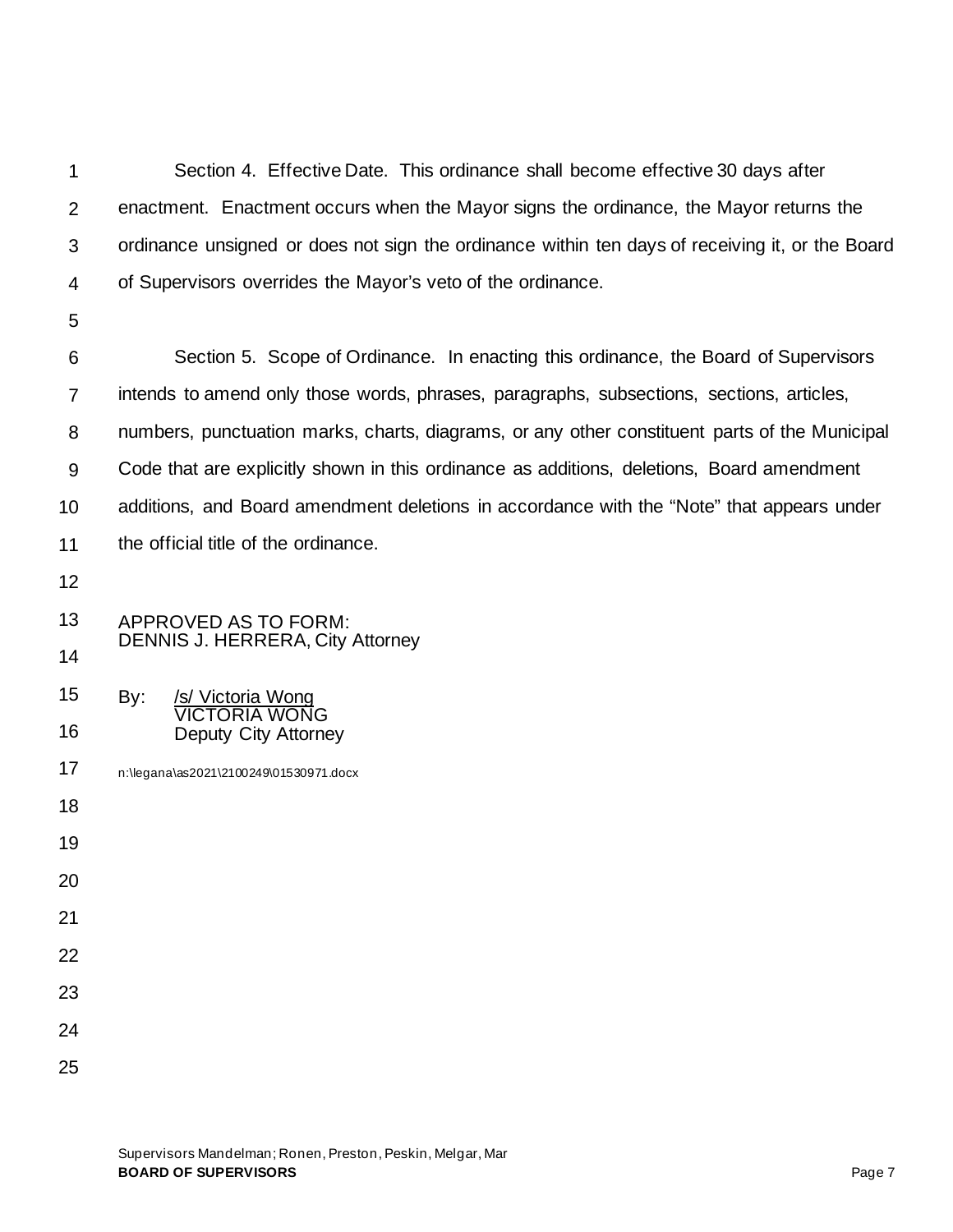Section 4. Effective Date. This ordinance shall become effective 30 days after enactment. Enactment occurs when the Mayor signs the ordinance, the Mayor returns the ordinance unsigned or does not sign the ordinance within ten days of receiving it, or the Board of Supervisors overrides the Mayor's veto of the ordinance.

Section 5. Scope of Ordinance. In enacting this ordinance, the Board of Supervisors intends to amend only those words, phrases, paragraphs, subsections, sections, articles, numbers, punctuation marks, charts, diagrams, or any other constituent parts of the Municipal Code that are explicitly shown in this ordinance as additions, deletions, Board amendment additions, and Board amendment deletions in accordance with the "Note" that appears under the official title of the ordinance.

APPROVED AS TO FORM:
DENNIS J. HERRERA, City Attorney

By: /s/ Victoria Wong
VICTORIA WONG
Deputy City Attorney

n:\legana\as2021\2100249\01530971.docx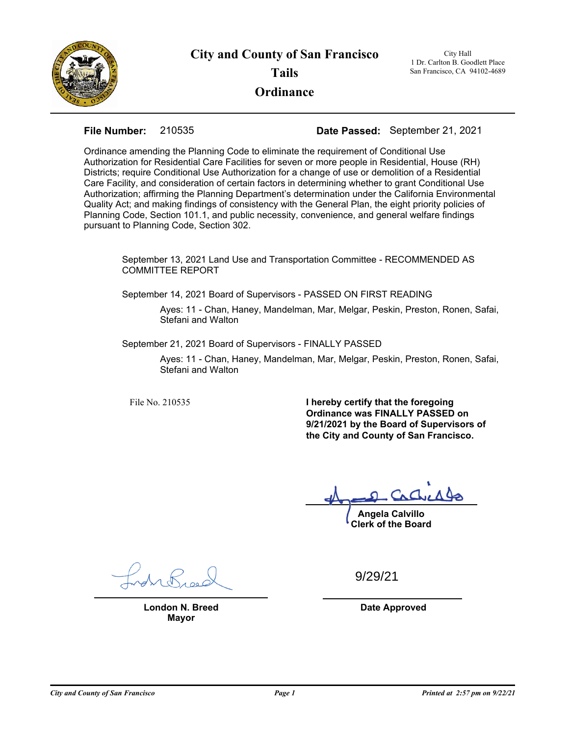# City and County of San Francisco

## Tails

## Ordinance

City Hall
1 Dr. Carlton B. Goodlett Place
San Francisco, CA 94102-4689

**File Number:** 210535 **Date Passed:** September 21, 2021

Ordinance amending the Planning Code to eliminate the requirement of Conditional Use Authorization for Residential Care Facilities for seven or more people in Residential, House (RH) Districts; require Conditional Use Authorization for a change of use or demolition of a Residential Care Facility, and consideration of certain factors in determining whether to grant Conditional Use Authorization; affirming the Planning Department's determination under the California Environmental Quality Act; and making findings of consistency with the General Plan, the eight priority policies of Planning Code, Section 101.1, and public necessity, convenience, and general welfare findings pursuant to Planning Code, Section 302.

September 13, 2021 Land Use and Transportation Committee - RECOMMENDED AS COMMITTEE REPORT

September 14, 2021 Board of Supervisors - PASSED ON FIRST READING

Ayes: 11 - Chan, Haney, Mandelman, Mar, Melgar, Peskin, Preston, Ronen, Safai, Stefani and Walton

September 21, 2021 Board of Supervisors - FINALLY PASSED

Ayes: 11 - Chan, Haney, Mandelman, Mar, Melgar, Peskin, Preston, Ronen, Safai, Stefani and Walton

File No. 210535

**I hereby certify that the foregoing Ordinance was FINALLY PASSED on 9/21/2021 by the Board of Supervisors of the City and County of San Francisco.**

**Angela Calvillo**
**Clerk of the Board**

**London N. Breed**
**Mayor**

9/29/21

**Date Approved**